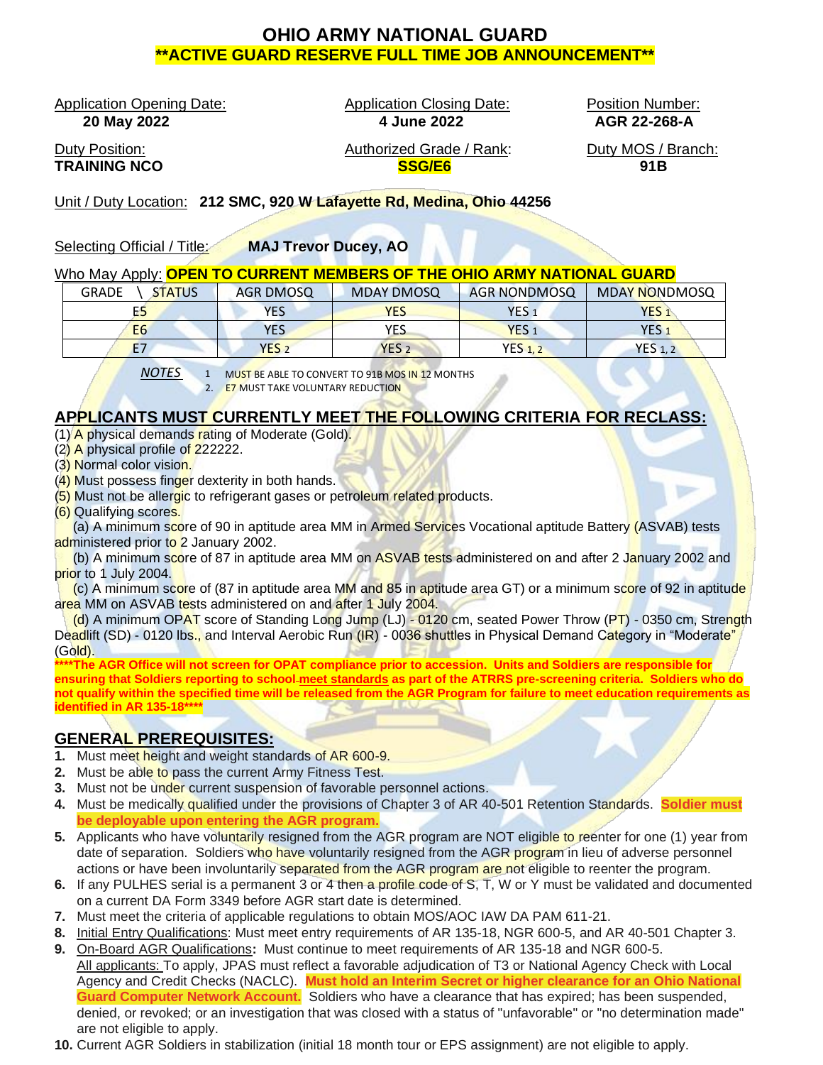# OHIO ARMY NATIONAL GUARD

## **ACTIVE GUARD RESERVE FULL TIME JOB ANNOUNCEMENT**

| Application Opening Date: | Application Closing Date: | Position Number: |
|---|---|---|
| **20 May 2022** | **4 June 2022** | **AGR 22-268-A** |
| Duty Position: | Authorized Grade / Rank: | Duty MOS / Branch: |
| **TRAINING NCO** | **SSG/E6** | **91B** |

Unit / Duty Location: **212 SMC, 920 W Lafayette Rd, Medina, Ohio 44256**

Selecting Official / Title: **MAJ Trevor Ducey, AO**

Who May Apply: **OPEN TO CURRENT MEMBERS OF THE OHIO ARMY NATIONAL GUARD**

| GRADE \ STATUS | AGR DMOSQ | MDAY DMOSQ | AGR NONDMOSQ | MDAY NONDMOSQ |
|---|---|---|---|---|
| E5 | YES | YES | YES 1 | YES 1 |
| E6 | YES | YES | YES 1 | YES 1 |
| E7 | YES 2 | YES 2 | YES 1, 2 | YES 1, 2 |

*NOTES*
1. MUST BE ABLE TO CONVERT TO 91B MOS IN 12 MONTHS
2. E7 MUST TAKE VOLUNTARY REDUCTION

## APPLICANTS MUST CURRENTLY MEET THE FOLLOWING CRITERIA FOR RECLASS:

(1) A physical demands rating of Moderate (Gold).
(2) A physical profile of 222222.
(3) Normal color vision.
(4) Must possess finger dexterity in both hands.
(5) Must not be allergic to refrigerant gases or petroleum related products.
(6) Qualifying scores.
(a) A minimum score of 90 in aptitude area MM in Armed Services Vocational aptitude Battery (ASVAB) tests administered prior to 2 January 2002.
(b) A minimum score of 87 in aptitude area MM on ASVAB tests administered on and after 2 January 2002 and prior to 1 July 2004.
(c) A minimum score of (87 in aptitude area MM and 85 in aptitude area GT) or a minimum score of 92 in aptitude area MM on ASVAB tests administered on and after 1 July 2004.
(d) A minimum OPAT score of Standing Long Jump (LJ) - 0120 cm, seated Power Throw (PT) - 0350 cm, Strength Deadlift (SD) - 0120 lbs., and Interval Aerobic Run (IR) - 0036 shuttles in Physical Demand Category in "Moderate" (Gold).

**\*\*\*\*The AGR Office will not screen for OPAT compliance prior to accession. Units and Soldiers are responsible for ensuring that Soldiers reporting to school meet standards as part of the ATRRS pre-screening criteria. Soldiers who do not qualify within the specified time will be released from the AGR Program for failure to meet education requirements as identified in AR 135-18\*\*\*\***

## GENERAL PREREQUISITES:

1. Must meet height and weight standards of AR 600-9.
2. Must be able to pass the current Army Fitness Test.
3. Must not be under current suspension of favorable personnel actions.
4. Must be medically qualified under the provisions of Chapter 3 of AR 40-501 Retention Standards. **Soldier must be deployable upon entering the AGR program.**
5. Applicants who have voluntarily resigned from the AGR program are NOT eligible to reenter for one (1) year from date of separation. Soldiers who have voluntarily resigned from the AGR program in lieu of adverse personnel actions or have been involuntarily separated from the AGR program are not eligible to reenter the program.
6. If any PULHES serial is a permanent 3 or 4 then a profile code of S, T, W or Y must be validated and documented on a current DA Form 3349 before AGR start date is determined.
7. Must meet the criteria of applicable regulations to obtain MOS/AOC IAW DA PAM 611-21.
8. Initial Entry Qualifications: Must meet entry requirements of AR 135-18, NGR 600-5, and AR 40-501 Chapter 3.
9. On-Board AGR Qualifications**:** Must continue to meet requirements of AR 135-18 and NGR 600-5.
   All applicants: To apply, JPAS must reflect a favorable adjudication of T3 or National Agency Check with Local Agency and Credit Checks (NACLC). **Must hold an Interim Secret or higher clearance for an Ohio National Guard Computer Network Account.** Soldiers who have a clearance that has expired; has been suspended, denied, or revoked; or an investigation that was closed with a status of "unfavorable" or "no determination made" are not eligible to apply.
10. Current AGR Soldiers in stabilization (initial 18 month tour or EPS assignment) are not eligible to apply.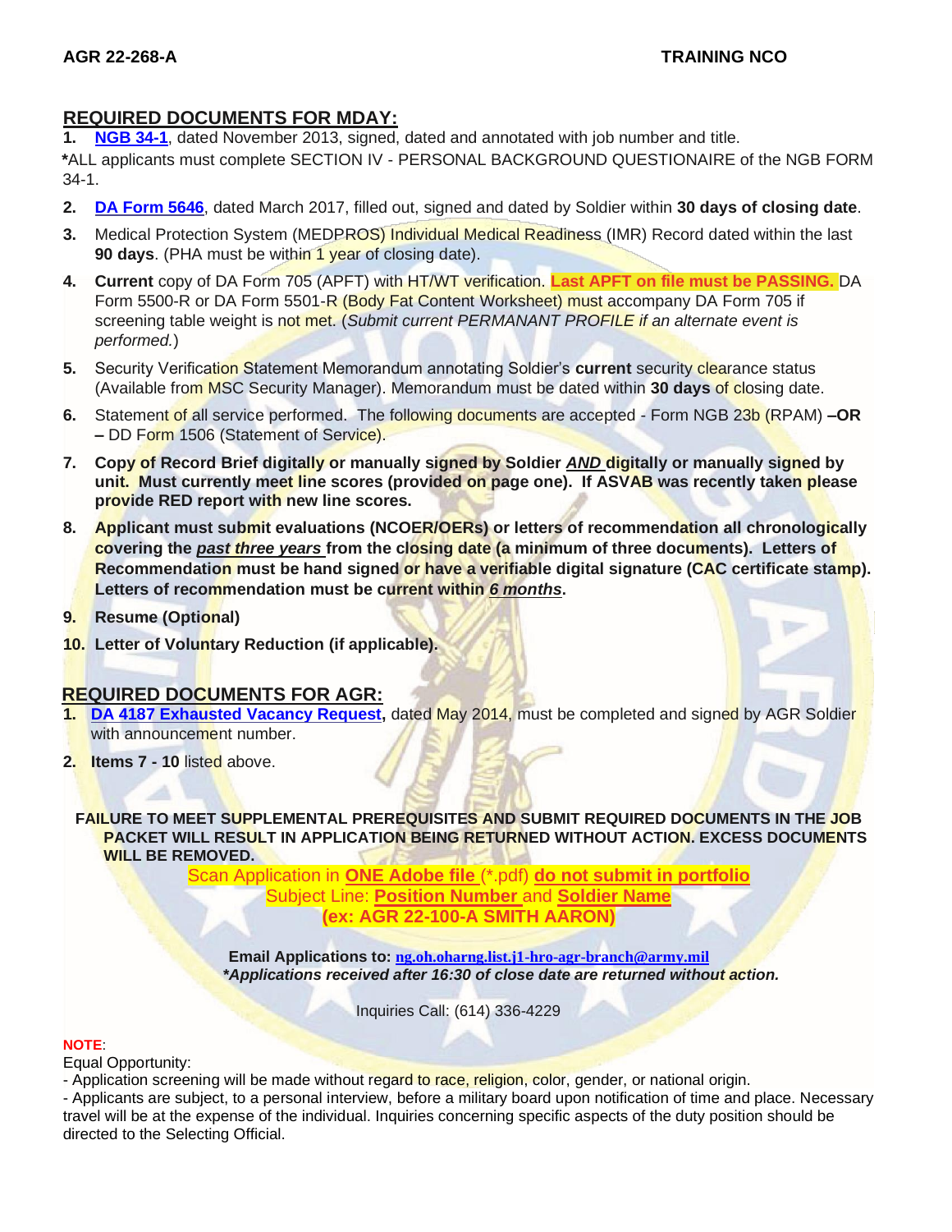## REQUIRED DOCUMENTS FOR MDAY:

1. **NGB 34-1**, dated November 2013, signed, dated and annotated with job number and title.

**\***ALL applicants must complete SECTION IV - PERSONAL BACKGROUND QUESTIONAIRE of the NGB FORM 34-1.

2. **DA Form 5646**, dated March 2017, filled out, signed and dated by Soldier within **30 days of closing date**.
3. Medical Protection System (MEDPROS) Individual Medical Readiness (IMR) Record dated within the last **90 days**. (PHA must be within 1 year of closing date).
4. **Current** copy of DA Form 705 (APFT) with HT/WT verification. **Last APFT on file must be PASSING.** DA Form 5500-R or DA Form 5501-R (Body Fat Content Worksheet) must accompany DA Form 705 if screening table weight is not met. (*Submit current PERMANANT PROFILE if an alternate event is performed.*)
5. Security Verification Statement Memorandum annotating Soldier's **current** security clearance status (Available from MSC Security Manager). Memorandum must be dated within **30 days** of closing date.
6. Statement of all service performed. The following documents are accepted - Form NGB 23b (RPAM) **–OR –** DD Form 1506 (Statement of Service).
7. **Copy of Record Brief digitally or manually signed by Soldier *AND* digitally or manually signed by unit. Must currently meet line scores (provided on page one). If ASVAB was recently taken please provide RED report with new line scores.**
8. **Applicant must submit evaluations (NCOER/OERs) or letters of recommendation all chronologically covering the *past three years* from the closing date (a minimum of three documents). Letters of Recommendation must be hand signed or have a verifiable digital signature (CAC certificate stamp). Letters of recommendation must be current within *6 months*.**
9. **Resume (Optional)**
10. **Letter of Voluntary Reduction (if applicable).**

## REQUIRED DOCUMENTS FOR AGR:

1. **DA 4187 Exhausted Vacancy Request,** dated May 2014, must be completed and signed by AGR Soldier with announcement number.
2. **Items 7 - 10** listed above.

**FAILURE TO MEET SUPPLEMENTAL PREREQUISITES AND SUBMIT REQUIRED DOCUMENTS IN THE JOB PACKET WILL RESULT IN APPLICATION BEING RETURNED WITHOUT ACTION. EXCESS DOCUMENTS WILL BE REMOVED.**

Scan Application in **ONE Adobe file** (*.pdf) **do not submit in portfolio**
Subject Line: **Position Number** and **Soldier Name**
**(ex: AGR 22-100-A SMITH AARON)**

**Email Applications to: ng.oh.oharng.list.j1-hro-agr-branch@army.mil**
***\*Applications received after 16:30 of close date are returned without action.***

Inquiries Call: (614) 336-4229

**NOTE**:
Equal Opportunity:
- Application screening will be made without regard to race, religion, color, gender, or national origin.
- Applicants are subject, to a personal interview, before a military board upon notification of time and place. Necessary travel will be at the expense of the individual. Inquiries concerning specific aspects of the duty position should be directed to the Selecting Official.